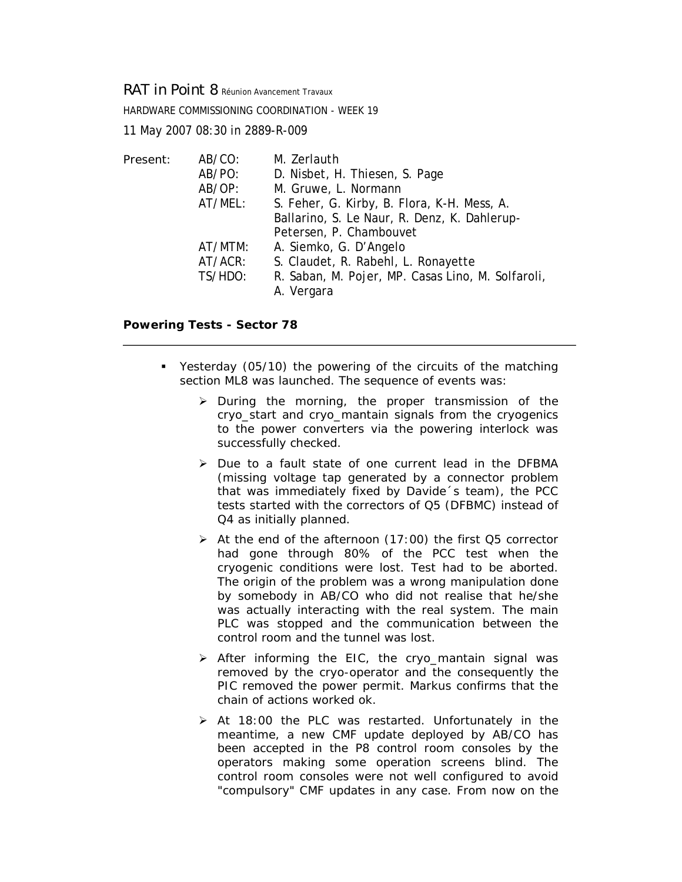# RAT in Point 8 Réunion Avancement Travaux

HARDWARE COMMISSIONING COORDINATION - WEEK 19

11 May 2007 08:30 in 2889-R-009

| Present: | AB/CO: | M. Zerlauth |
|---|---|---|
| | AB/PO: | D. Nisbet, H. Thiesen, S. Page |
| | AB/OP: | M. Gruwe, L. Normann |
| | AT/MEL: | S. Feher, G. Kirby, B. Flora, K-H. Mess, A. Ballarino, S. Le Naur, R. Denz, K. Dahlerup-Petersen, P. Chambouvet |
| | AT/MTM: | A. Siemko, G. D'Angelo |
| | AT/ACR: | S. Claudet, R. Rabehl, L. Ronayette |
| | TS/HDO: | R. Saban, M. Pojer, MP. Casas Lino, M. Solfaroli, A. Vergara |

## Powering Tests - Sector 78

- Yesterday (05/10) the powering of the circuits of the matching section ML8 was launched. The sequence of events was:
  - During the morning, the proper transmission of the cryo_start and cryo_mantain signals from the cryogenics to the power converters via the powering interlock was successfully checked.
  - Due to a fault state of one current lead in the DFBMA (missing voltage tap generated by a connector problem that was immediately fixed by Davide´s team), the PCC tests started with the correctors of Q5 (DFBMC) instead of Q4 as initially planned.
  - At the end of the afternoon (17:00) the first Q5 corrector had gone through 80% of the PCC test when the cryogenic conditions were lost. Test had to be aborted. The origin of the problem was a wrong manipulation done by somebody in AB/CO who did not realise that he/she was actually interacting with the real system. The main PLC was stopped and the communication between the control room and the tunnel was lost.
  - After informing the EIC, the cryo_mantain signal was removed by the cryo-operator and the consequently the PIC removed the power permit. Markus confirms that the chain of actions worked ok.
  - At 18:00 the PLC was restarted. Unfortunately in the meantime, a new CMF update deployed by AB/CO has been accepted in the P8 control room consoles by the operators making some operation screens blind. The control room consoles were not well configured to avoid "compulsory" CMF updates in any case. From now on the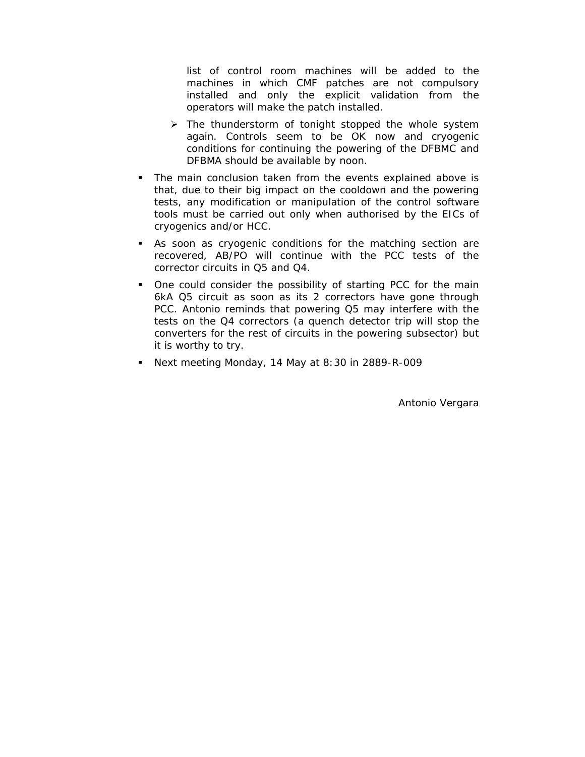list of control room machines will be added to the machines in which CMF patches are not compulsory installed and only the explicit validation from the operators will make the patch installed.

  - The thunderstorm of tonight stopped the whole system again. Controls seem to be OK now and cryogenic conditions for continuing the powering of the DFBMC and DFBMA should be available by noon.

- The main conclusion taken from the events explained above is that, due to their big impact on the cooldown and the powering tests, any modification or manipulation of the control software tools must be carried out only when authorised by the EICs of cryogenics and/or HCC.
- As soon as cryogenic conditions for the matching section are recovered, AB/PO will continue with the PCC tests of the corrector circuits in Q5 and Q4.
- One could consider the possibility of starting PCC for the main 6kA Q5 circuit as soon as its 2 correctors have gone through PCC. Antonio reminds that powering Q5 may interfere with the tests on the Q4 correctors (a quench detector trip will stop the converters for the rest of circuits in the powering subsector) but it is worthy to try.
- Next meeting Monday, 14 May at 8:30 in 2889-R-009

Antonio Vergara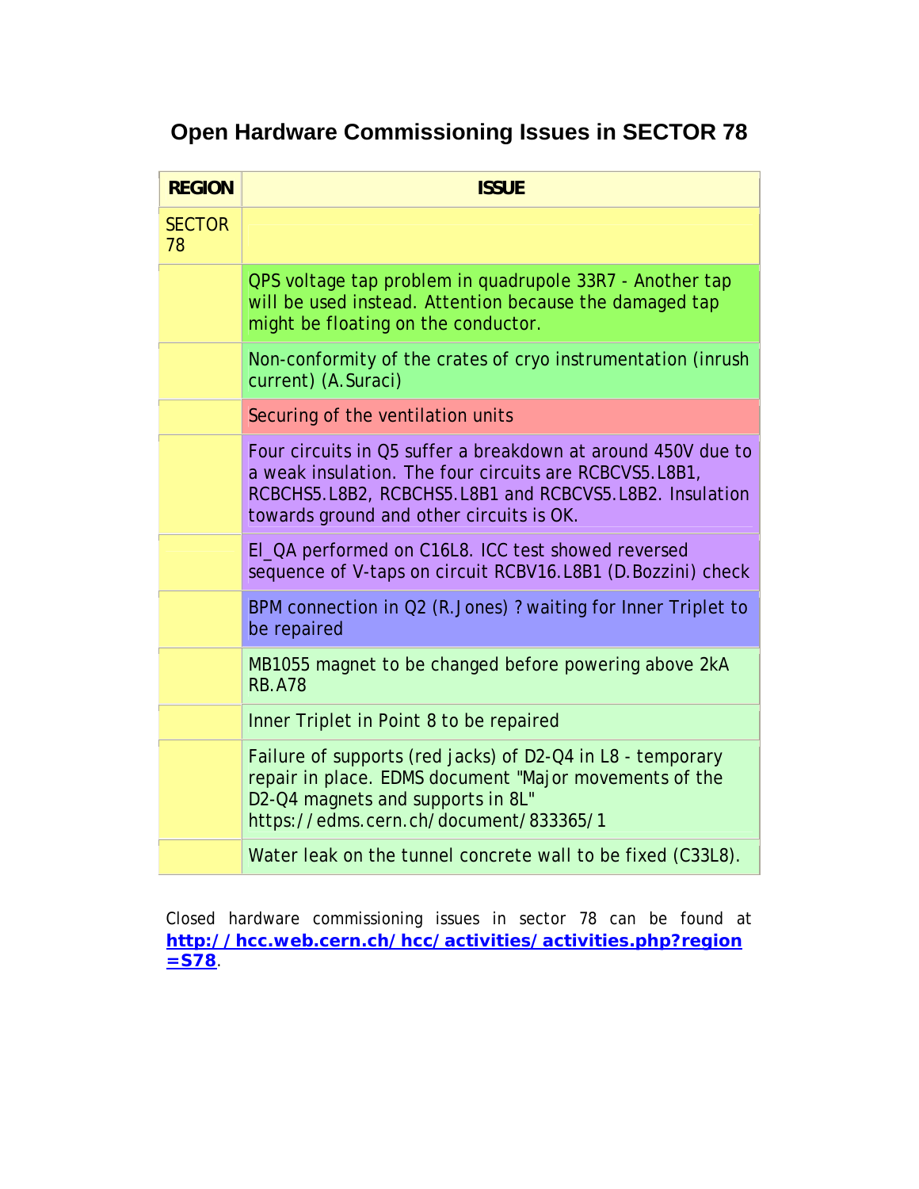# Open Hardware Commissioning Issues in SECTOR 78

| REGION | ISSUE |
|---|---|
| SECTOR 78 | |
| | QPS voltage tap problem in quadrupole 33R7 - Another tap will be used instead. Attention because the damaged tap might be floating on the conductor. |
| | Non-conformity of the crates of cryo instrumentation (inrush current) (A.Suraci) |
| | Securing of the ventilation units |
| | Four circuits in Q5 suffer a breakdown at around 450V due to a weak insulation. The four circuits are RCBCVS5.L8B1, RCBCHS5.L8B2, RCBCHS5.L8B1 and RCBCVS5.L8B2. Insulation towards ground and other circuits is OK. |
| | El_QA performed on C16L8. ICC test showed reversed sequence of V-taps on circuit RCBV16.L8B1 (D.Bozzini) check |
| | BPM connection in Q2 (R.Jones) ? waiting for Inner Triplet to be repaired |
| | MB1055 magnet to be changed before powering above 2kA RB.A78 |
| | Inner Triplet in Point 8 to be repaired |
| | Failure of supports (red jacks) of D2-Q4 in L8 - temporary repair in place. EDMS document "Major movements of the D2-Q4 magnets and supports in 8L" https://edms.cern.ch/document/833365/1 |
| | Water leak on the tunnel concrete wall to be fixed (C33L8). |

Closed hardware commissioning issues in sector 78 can be found at **http://hcc.web.cern.ch/hcc/activities/activities.php?region=S78**.